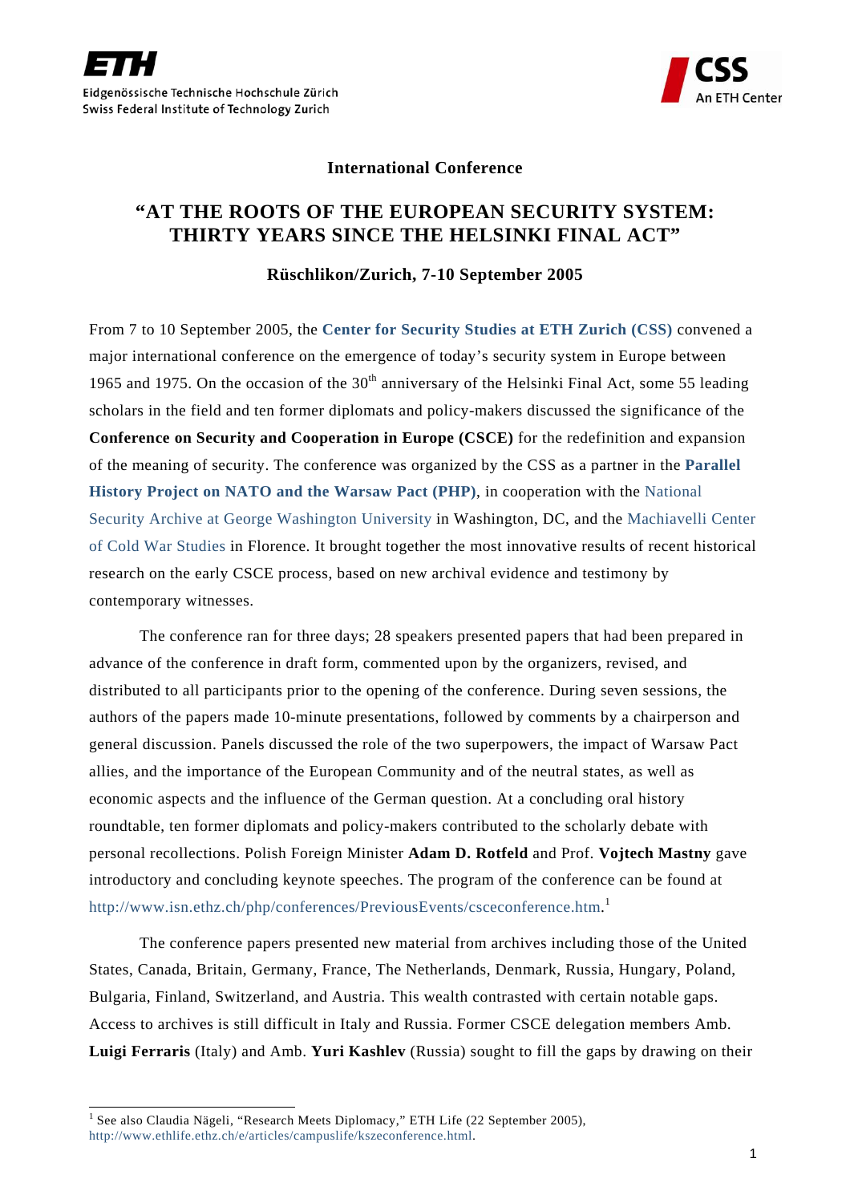Eidgenössische Technische Hochschule Zürich
Swiss Federal Institute of Technology Zurich

CSS
An ETH Center

**International Conference**

# "AT THE ROOTS OF THE EUROPEAN SECURITY SYSTEM: THIRTY YEARS SINCE THE HELSINKI FINAL ACT"

**Rüschlikon/Zurich, 7-10 September 2005**

From 7 to 10 September 2005, the **Center for Security Studies at ETH Zurich (CSS)** convened a major international conference on the emergence of today's security system in Europe between 1965 and 1975. On the occasion of the 30th anniversary of the Helsinki Final Act, some 55 leading scholars in the field and ten former diplomats and policy-makers discussed the significance of the **Conference on Security and Cooperation in Europe (CSCE)** for the redefinition and expansion of the meaning of security. The conference was organized by the CSS as a partner in the **Parallel History Project on NATO and the Warsaw Pact (PHP)**, in cooperation with the National Security Archive at George Washington University in Washington, DC, and the Machiavelli Center of Cold War Studies in Florence. It brought together the most innovative results of recent historical research on the early CSCE process, based on new archival evidence and testimony by contemporary witnesses.

The conference ran for three days; 28 speakers presented papers that had been prepared in advance of the conference in draft form, commented upon by the organizers, revised, and distributed to all participants prior to the opening of the conference. During seven sessions, the authors of the papers made 10-minute presentations, followed by comments by a chairperson and general discussion. Panels discussed the role of the two superpowers, the impact of Warsaw Pact allies, and the importance of the European Community and of the neutral states, as well as economic aspects and the influence of the German question. At a concluding oral history roundtable, ten former diplomats and policy-makers contributed to the scholarly debate with personal recollections. Polish Foreign Minister **Adam D. Rotfeld** and Prof. **Vojtech Mastny** gave introductory and concluding keynote speeches. The program of the conference can be found at http://www.isn.ethz.ch/php/conferences/PreviousEvents/csceconference.htm.[1]

The conference papers presented new material from archives including those of the United States, Canada, Britain, Germany, France, The Netherlands, Denmark, Russia, Hungary, Poland, Bulgaria, Finland, Switzerland, and Austria. This wealth contrasted with certain notable gaps. Access to archives is still difficult in Italy and Russia. Former CSCE delegation members Amb. **Luigi Ferraris** (Italy) and Amb. **Yuri Kashlev** (Russia) sought to fill the gaps by drawing on their

[1] See also Claudia Nägeli, "Research Meets Diplomacy," ETH Life (22 September 2005), http://www.ethlife.ethz.ch/e/articles/campuslife/kszeconference.html.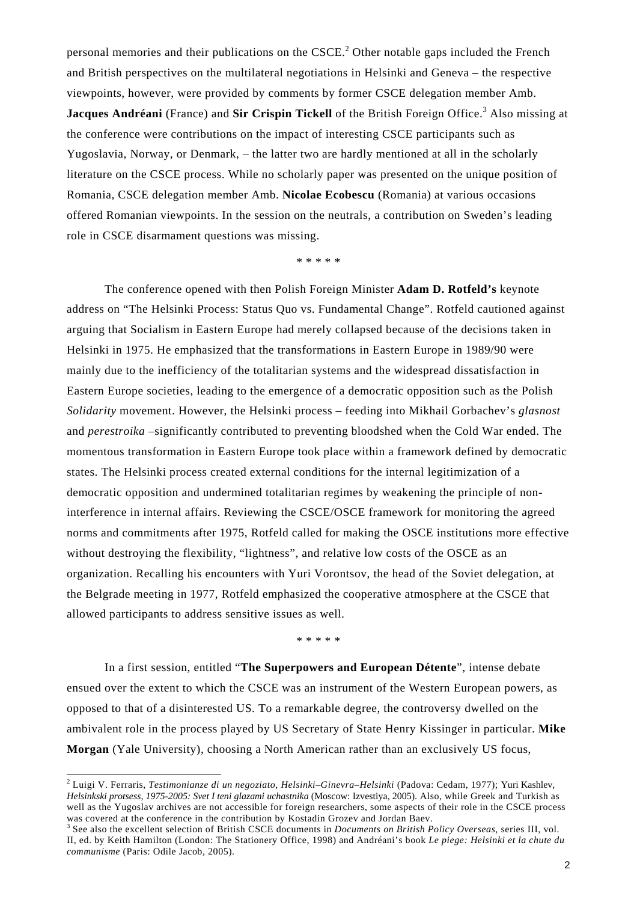personal memories and their publications on the CSCE.[2] Other notable gaps included the French and British perspectives on the multilateral negotiations in Helsinki and Geneva – the respective viewpoints, however, were provided by comments by former CSCE delegation member Amb. **Jacques Andréani** (France) and **Sir Crispin Tickell** of the British Foreign Office.[3] Also missing at the conference were contributions on the impact of interesting CSCE participants such as Yugoslavia, Norway, or Denmark, – the latter two are hardly mentioned at all in the scholarly literature on the CSCE process. While no scholarly paper was presented on the unique position of Romania, CSCE delegation member Amb. **Nicolae Ecobescu** (Romania) at various occasions offered Romanian viewpoints. In the session on the neutrals, a contribution on Sweden's leading role in CSCE disarmament questions was missing.

\* \* \* \* \*

The conference opened with then Polish Foreign Minister **Adam D. Rotfeld's** keynote address on "The Helsinki Process: Status Quo vs. Fundamental Change". Rotfeld cautioned against arguing that Socialism in Eastern Europe had merely collapsed because of the decisions taken in Helsinki in 1975. He emphasized that the transformations in Eastern Europe in 1989/90 were mainly due to the inefficiency of the totalitarian systems and the widespread dissatisfaction in Eastern Europe societies, leading to the emergence of a democratic opposition such as the Polish *Solidarity* movement. However, the Helsinki process – feeding into Mikhail Gorbachev's *glasnost* and *perestroika* –significantly contributed to preventing bloodshed when the Cold War ended. The momentous transformation in Eastern Europe took place within a framework defined by democratic states. The Helsinki process created external conditions for the internal legitimization of a democratic opposition and undermined totalitarian regimes by weakening the principle of non-interference in internal affairs. Reviewing the CSCE/OSCE framework for monitoring the agreed norms and commitments after 1975, Rotfeld called for making the OSCE institutions more effective without destroying the flexibility, "lightness", and relative low costs of the OSCE as an organization. Recalling his encounters with Yuri Vorontsov, the head of the Soviet delegation, at the Belgrade meeting in 1977, Rotfeld emphasized the cooperative atmosphere at the CSCE that allowed participants to address sensitive issues as well.

\* \* \* \* \*

In a first session, entitled "**The Superpowers and European Détente**", intense debate ensued over the extent to which the CSCE was an instrument of the Western European powers, as opposed to that of a disinterested US. To a remarkable degree, the controversy dwelled on the ambivalent role in the process played by US Secretary of State Henry Kissinger in particular. **Mike Morgan** (Yale University), choosing a North American rather than an exclusively US focus,

---

[2] Luigi V. Ferraris, *Testimonianze di un negoziato, Helsinki–Ginevra–Helsinki* (Padova: Cedam, 1977); Yuri Kashlev, *Helsinkski protsess, 1975-2005: Svet I teni glazami uchastnika* (Moscow: Izvestiya, 2005). Also, while Greek and Turkish as well as the Yugoslav archives are not accessible for foreign researchers, some aspects of their role in the CSCE process was covered at the conference in the contribution by Kostadin Grozev and Jordan Baev.

[3] See also the excellent selection of British CSCE documents in *Documents on British Policy Overseas*, series III, vol. II, ed. by Keith Hamilton (London: The Stationery Office, 1998) and Andréani's book *Le piege: Helsinki et la chute du communisme* (Paris: Odile Jacob, 2005).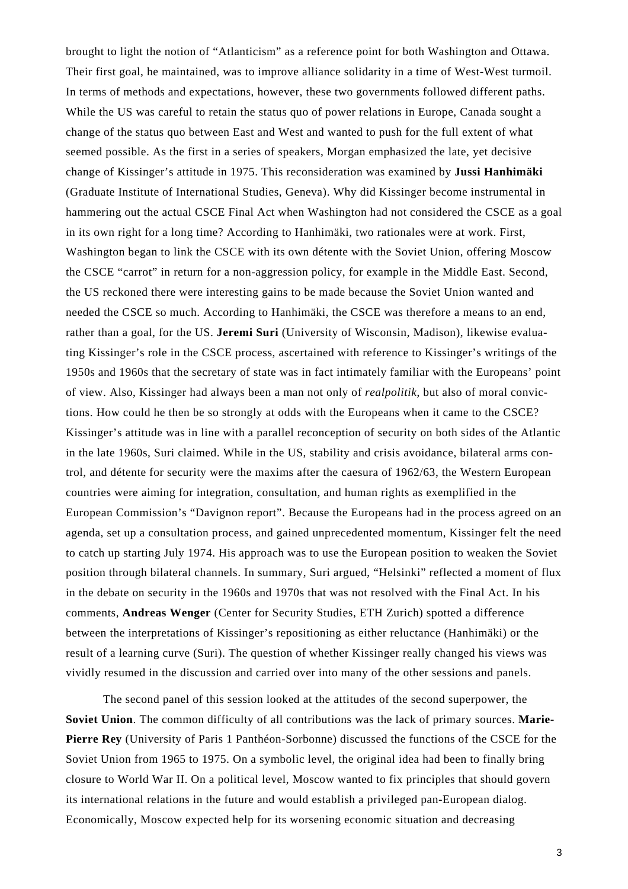brought to light the notion of "Atlanticism" as a reference point for both Washington and Ottawa. Their first goal, he maintained, was to improve alliance solidarity in a time of West-West turmoil. In terms of methods and expectations, however, these two governments followed different paths. While the US was careful to retain the status quo of power relations in Europe, Canada sought a change of the status quo between East and West and wanted to push for the full extent of what seemed possible. As the first in a series of speakers, Morgan emphasized the late, yet decisive change of Kissinger's attitude in 1975. This reconsideration was examined by **Jussi Hanhimäki** (Graduate Institute of International Studies, Geneva). Why did Kissinger become instrumental in hammering out the actual CSCE Final Act when Washington had not considered the CSCE as a goal in its own right for a long time? According to Hanhimäki, two rationales were at work. First, Washington began to link the CSCE with its own détente with the Soviet Union, offering Moscow the CSCE "carrot" in return for a non-aggression policy, for example in the Middle East. Second, the US reckoned there were interesting gains to be made because the Soviet Union wanted and needed the CSCE so much. According to Hanhimäki, the CSCE was therefore a means to an end, rather than a goal, for the US. **Jeremi Suri** (University of Wisconsin, Madison), likewise evaluating Kissinger's role in the CSCE process, ascertained with reference to Kissinger's writings of the 1950s and 1960s that the secretary of state was in fact intimately familiar with the Europeans' point of view. Also, Kissinger had always been a man not only of *realpolitik*, but also of moral convictions. How could he then be so strongly at odds with the Europeans when it came to the CSCE? Kissinger's attitude was in line with a parallel reconception of security on both sides of the Atlantic in the late 1960s, Suri claimed. While in the US, stability and crisis avoidance, bilateral arms control, and détente for security were the maxims after the caesura of 1962/63, the Western European countries were aiming for integration, consultation, and human rights as exemplified in the European Commission's "Davignon report". Because the Europeans had in the process agreed on an agenda, set up a consultation process, and gained unprecedented momentum, Kissinger felt the need to catch up starting July 1974. His approach was to use the European position to weaken the Soviet position through bilateral channels. In summary, Suri argued, "Helsinki" reflected a moment of flux in the debate on security in the 1960s and 1970s that was not resolved with the Final Act. In his comments, **Andreas Wenger** (Center for Security Studies, ETH Zurich) spotted a difference between the interpretations of Kissinger's repositioning as either reluctance (Hanhimäki) or the result of a learning curve (Suri). The question of whether Kissinger really changed his views was vividly resumed in the discussion and carried over into many of the other sessions and panels.

The second panel of this session looked at the attitudes of the second superpower, the **Soviet Union**. The common difficulty of all contributions was the lack of primary sources. **Marie-Pierre Rey** (University of Paris 1 Panthéon-Sorbonne) discussed the functions of the CSCE for the Soviet Union from 1965 to 1975. On a symbolic level, the original idea had been to finally bring closure to World War II. On a political level, Moscow wanted to fix principles that should govern its international relations in the future and would establish a privileged pan-European dialog. Economically, Moscow expected help for its worsening economic situation and decreasing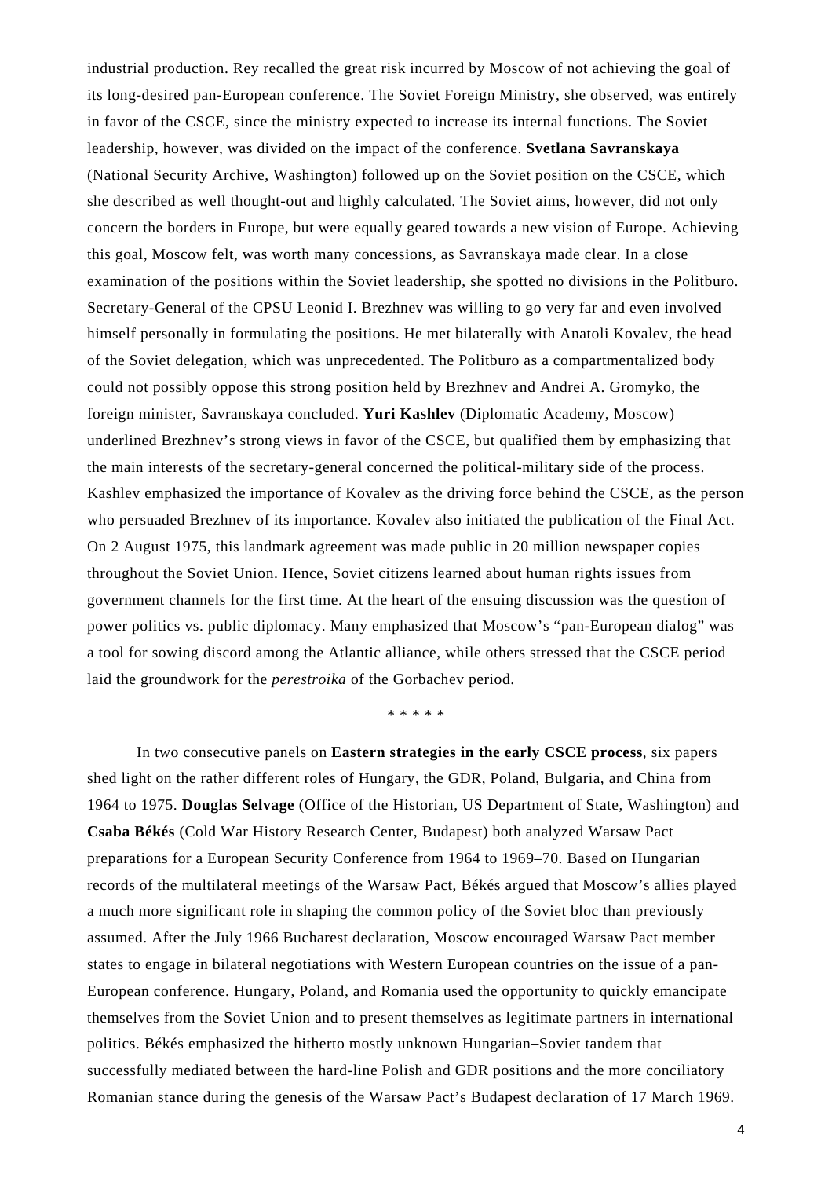industrial production. Rey recalled the great risk incurred by Moscow of not achieving the goal of its long-desired pan-European conference. The Soviet Foreign Ministry, she observed, was entirely in favor of the CSCE, since the ministry expected to increase its internal functions. The Soviet leadership, however, was divided on the impact of the conference. **Svetlana Savranskaya** (National Security Archive, Washington) followed up on the Soviet position on the CSCE, which she described as well thought-out and highly calculated. The Soviet aims, however, did not only concern the borders in Europe, but were equally geared towards a new vision of Europe. Achieving this goal, Moscow felt, was worth many concessions, as Savranskaya made clear. In a close examination of the positions within the Soviet leadership, she spotted no divisions in the Politburo. Secretary-General of the CPSU Leonid I. Brezhnev was willing to go very far and even involved himself personally in formulating the positions. He met bilaterally with Anatoli Kovalev, the head of the Soviet delegation, which was unprecedented. The Politburo as a compartmentalized body could not possibly oppose this strong position held by Brezhnev and Andrei A. Gromyko, the foreign minister, Savranskaya concluded. **Yuri Kashlev** (Diplomatic Academy, Moscow) underlined Brezhnev's strong views in favor of the CSCE, but qualified them by emphasizing that the main interests of the secretary-general concerned the political-military side of the process. Kashlev emphasized the importance of Kovalev as the driving force behind the CSCE, as the person who persuaded Brezhnev of its importance. Kovalev also initiated the publication of the Final Act. On 2 August 1975, this landmark agreement was made public in 20 million newspaper copies throughout the Soviet Union. Hence, Soviet citizens learned about human rights issues from government channels for the first time. At the heart of the ensuing discussion was the question of power politics vs. public diplomacy. Many emphasized that Moscow's "pan-European dialog" was a tool for sowing discord among the Atlantic alliance, while others stressed that the CSCE period laid the groundwork for the *perestroika* of the Gorbachev period.

\* \* \* \* \*

In two consecutive panels on **Eastern strategies in the early CSCE process**, six papers shed light on the rather different roles of Hungary, the GDR, Poland, Bulgaria, and China from 1964 to 1975. **Douglas Selvage** (Office of the Historian, US Department of State, Washington) and **Csaba Békés** (Cold War History Research Center, Budapest) both analyzed Warsaw Pact preparations for a European Security Conference from 1964 to 1969–70. Based on Hungarian records of the multilateral meetings of the Warsaw Pact, Békés argued that Moscow's allies played a much more significant role in shaping the common policy of the Soviet bloc than previously assumed. After the July 1966 Bucharest declaration, Moscow encouraged Warsaw Pact member states to engage in bilateral negotiations with Western European countries on the issue of a pan-European conference. Hungary, Poland, and Romania used the opportunity to quickly emancipate themselves from the Soviet Union and to present themselves as legitimate partners in international politics. Békés emphasized the hitherto mostly unknown Hungarian–Soviet tandem that successfully mediated between the hard-line Polish and GDR positions and the more conciliatory Romanian stance during the genesis of the Warsaw Pact's Budapest declaration of 17 March 1969.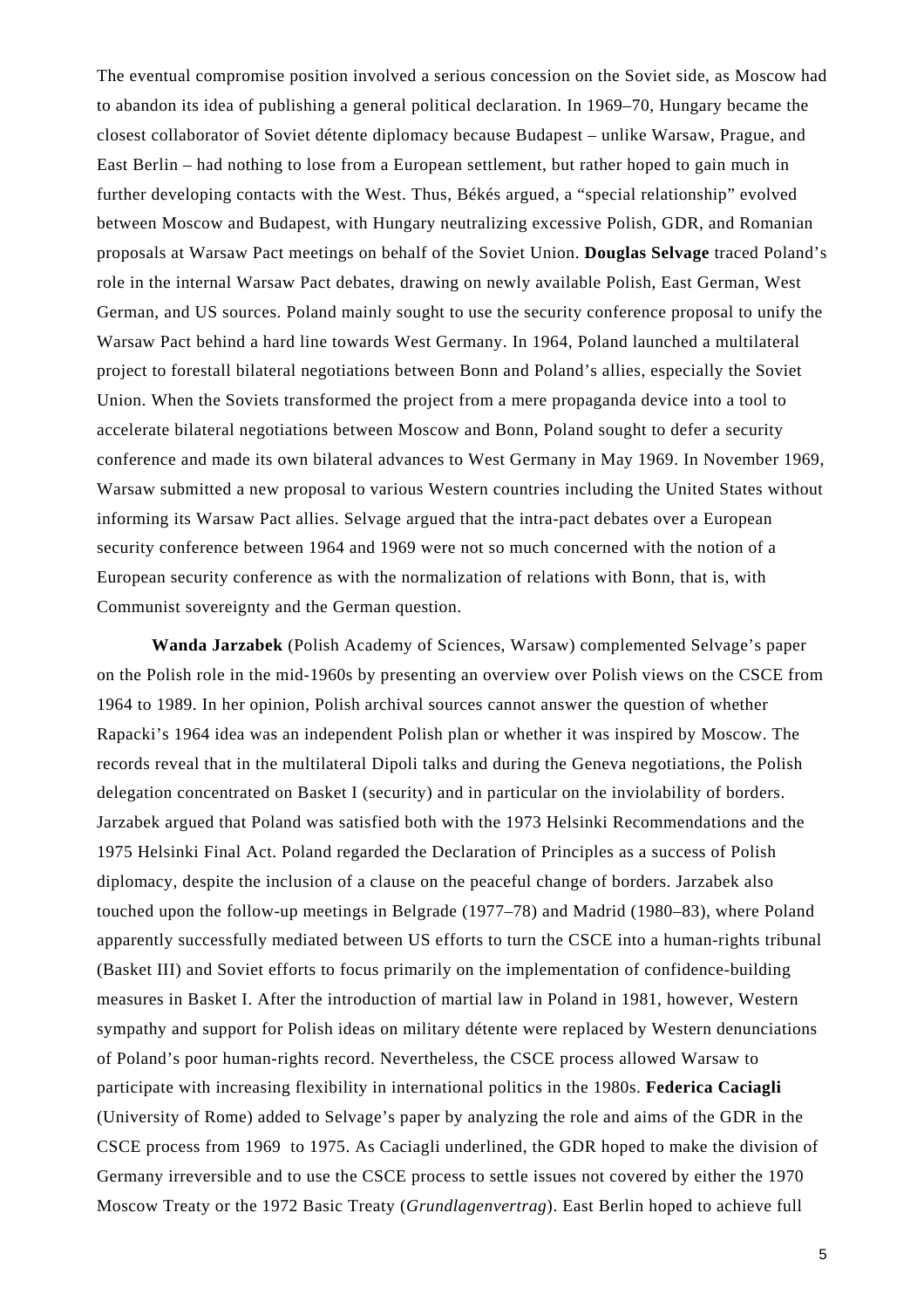The eventual compromise position involved a serious concession on the Soviet side, as Moscow had to abandon its idea of publishing a general political declaration. In 1969–70, Hungary became the closest collaborator of Soviet détente diplomacy because Budapest – unlike Warsaw, Prague, and East Berlin – had nothing to lose from a European settlement, but rather hoped to gain much in further developing contacts with the West. Thus, Békés argued, a "special relationship" evolved between Moscow and Budapest, with Hungary neutralizing excessive Polish, GDR, and Romanian proposals at Warsaw Pact meetings on behalf of the Soviet Union. **Douglas Selvage** traced Poland's role in the internal Warsaw Pact debates, drawing on newly available Polish, East German, West German, and US sources. Poland mainly sought to use the security conference proposal to unify the Warsaw Pact behind a hard line towards West Germany. In 1964, Poland launched a multilateral project to forestall bilateral negotiations between Bonn and Poland's allies, especially the Soviet Union. When the Soviets transformed the project from a mere propaganda device into a tool to accelerate bilateral negotiations between Moscow and Bonn, Poland sought to defer a security conference and made its own bilateral advances to West Germany in May 1969. In November 1969, Warsaw submitted a new proposal to various Western countries including the United States without informing its Warsaw Pact allies. Selvage argued that the intra-pact debates over a European security conference between 1964 and 1969 were not so much concerned with the notion of a European security conference as with the normalization of relations with Bonn, that is, with Communist sovereignty and the German question.

**Wanda Jarzabek** (Polish Academy of Sciences, Warsaw) complemented Selvage's paper on the Polish role in the mid-1960s by presenting an overview over Polish views on the CSCE from 1964 to 1989. In her opinion, Polish archival sources cannot answer the question of whether Rapacki's 1964 idea was an independent Polish plan or whether it was inspired by Moscow. The records reveal that in the multilateral Dipoli talks and during the Geneva negotiations, the Polish delegation concentrated on Basket I (security) and in particular on the inviolability of borders. Jarzabek argued that Poland was satisfied both with the 1973 Helsinki Recommendations and the 1975 Helsinki Final Act. Poland regarded the Declaration of Principles as a success of Polish diplomacy, despite the inclusion of a clause on the peaceful change of borders. Jarzabek also touched upon the follow-up meetings in Belgrade (1977–78) and Madrid (1980–83), where Poland apparently successfully mediated between US efforts to turn the CSCE into a human-rights tribunal (Basket III) and Soviet efforts to focus primarily on the implementation of confidence-building measures in Basket I. After the introduction of martial law in Poland in 1981, however, Western sympathy and support for Polish ideas on military détente were replaced by Western denunciations of Poland's poor human-rights record. Nevertheless, the CSCE process allowed Warsaw to participate with increasing flexibility in international politics in the 1980s. **Federica Caciagli** (University of Rome) added to Selvage's paper by analyzing the role and aims of the GDR in the CSCE process from 1969 to 1975. As Caciagli underlined, the GDR hoped to make the division of Germany irreversible and to use the CSCE process to settle issues not covered by either the 1970 Moscow Treaty or the 1972 Basic Treaty (*Grundlagenvertrag*). East Berlin hoped to achieve full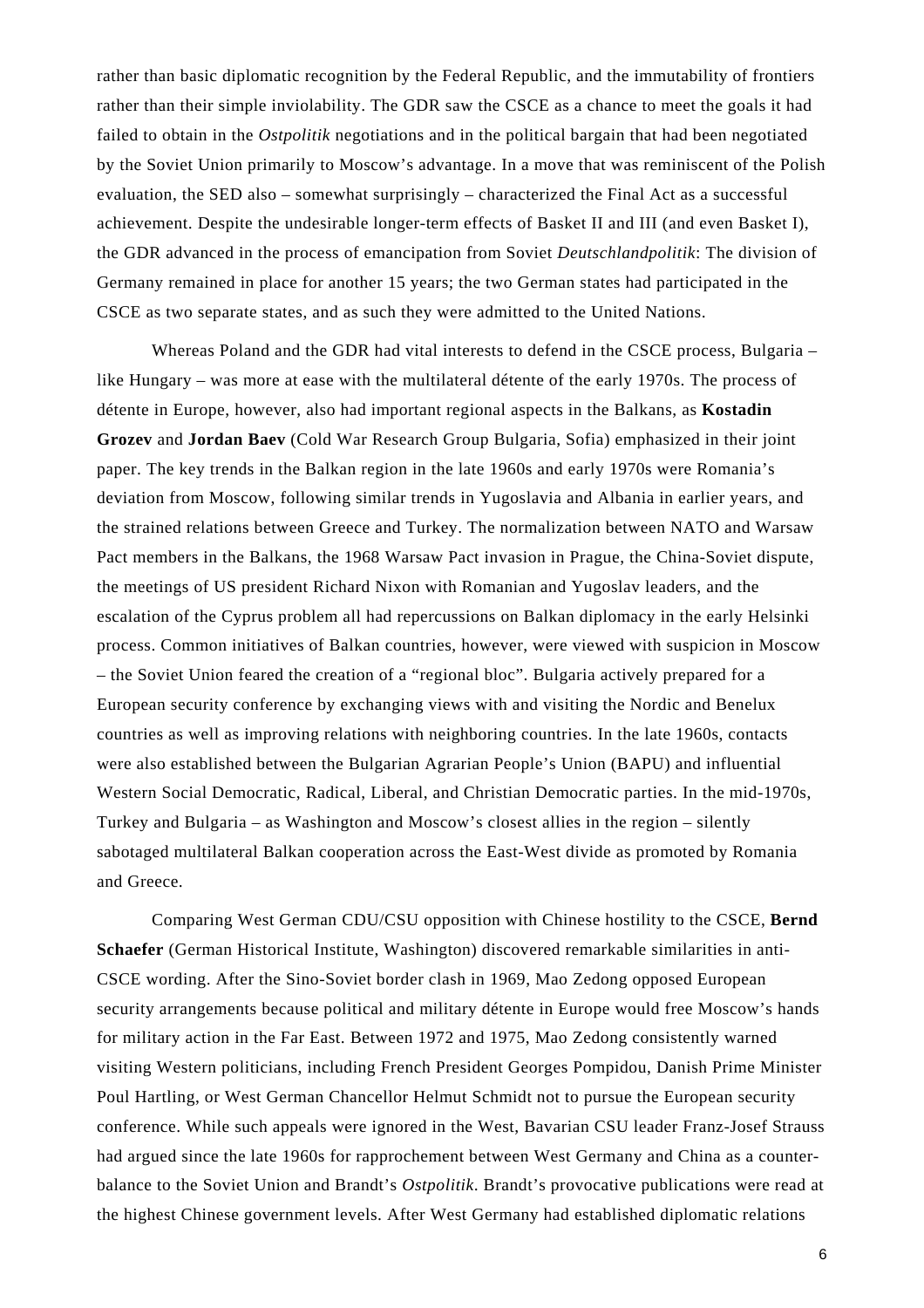rather than basic diplomatic recognition by the Federal Republic, and the immutability of frontiers rather than their simple inviolability. The GDR saw the CSCE as a chance to meet the goals it had failed to obtain in the *Ostpolitik* negotiations and in the political bargain that had been negotiated by the Soviet Union primarily to Moscow's advantage. In a move that was reminiscent of the Polish evaluation, the SED also – somewhat surprisingly – characterized the Final Act as a successful achievement. Despite the undesirable longer-term effects of Basket II and III (and even Basket I), the GDR advanced in the process of emancipation from Soviet *Deutschlandpolitik*: The division of Germany remained in place for another 15 years; the two German states had participated in the CSCE as two separate states, and as such they were admitted to the United Nations.

Whereas Poland and the GDR had vital interests to defend in the CSCE process, Bulgaria – like Hungary – was more at ease with the multilateral détente of the early 1970s. The process of détente in Europe, however, also had important regional aspects in the Balkans, as **Kostadin Grozev** and **Jordan Baev** (Cold War Research Group Bulgaria, Sofia) emphasized in their joint paper. The key trends in the Balkan region in the late 1960s and early 1970s were Romania's deviation from Moscow, following similar trends in Yugoslavia and Albania in earlier years, and the strained relations between Greece and Turkey. The normalization between NATO and Warsaw Pact members in the Balkans, the 1968 Warsaw Pact invasion in Prague, the China-Soviet dispute, the meetings of US president Richard Nixon with Romanian and Yugoslav leaders, and the escalation of the Cyprus problem all had repercussions on Balkan diplomacy in the early Helsinki process. Common initiatives of Balkan countries, however, were viewed with suspicion in Moscow – the Soviet Union feared the creation of a "regional bloc". Bulgaria actively prepared for a European security conference by exchanging views with and visiting the Nordic and Benelux countries as well as improving relations with neighboring countries. In the late 1960s, contacts were also established between the Bulgarian Agrarian People's Union (BAPU) and influential Western Social Democratic, Radical, Liberal, and Christian Democratic parties. In the mid-1970s, Turkey and Bulgaria – as Washington and Moscow's closest allies in the region – silently sabotaged multilateral Balkan cooperation across the East-West divide as promoted by Romania and Greece.

Comparing West German CDU/CSU opposition with Chinese hostility to the CSCE, **Bernd Schaefer** (German Historical Institute, Washington) discovered remarkable similarities in anti-CSCE wording. After the Sino-Soviet border clash in 1969, Mao Zedong opposed European security arrangements because political and military détente in Europe would free Moscow's hands for military action in the Far East. Between 1972 and 1975, Mao Zedong consistently warned visiting Western politicians, including French President Georges Pompidou, Danish Prime Minister Poul Hartling, or West German Chancellor Helmut Schmidt not to pursue the European security conference. While such appeals were ignored in the West, Bavarian CSU leader Franz-Josef Strauss had argued since the late 1960s for rapprochement between West Germany and China as a counter-balance to the Soviet Union and Brandt's *Ostpolitik*. Brandt's provocative publications were read at the highest Chinese government levels. After West Germany had established diplomatic relations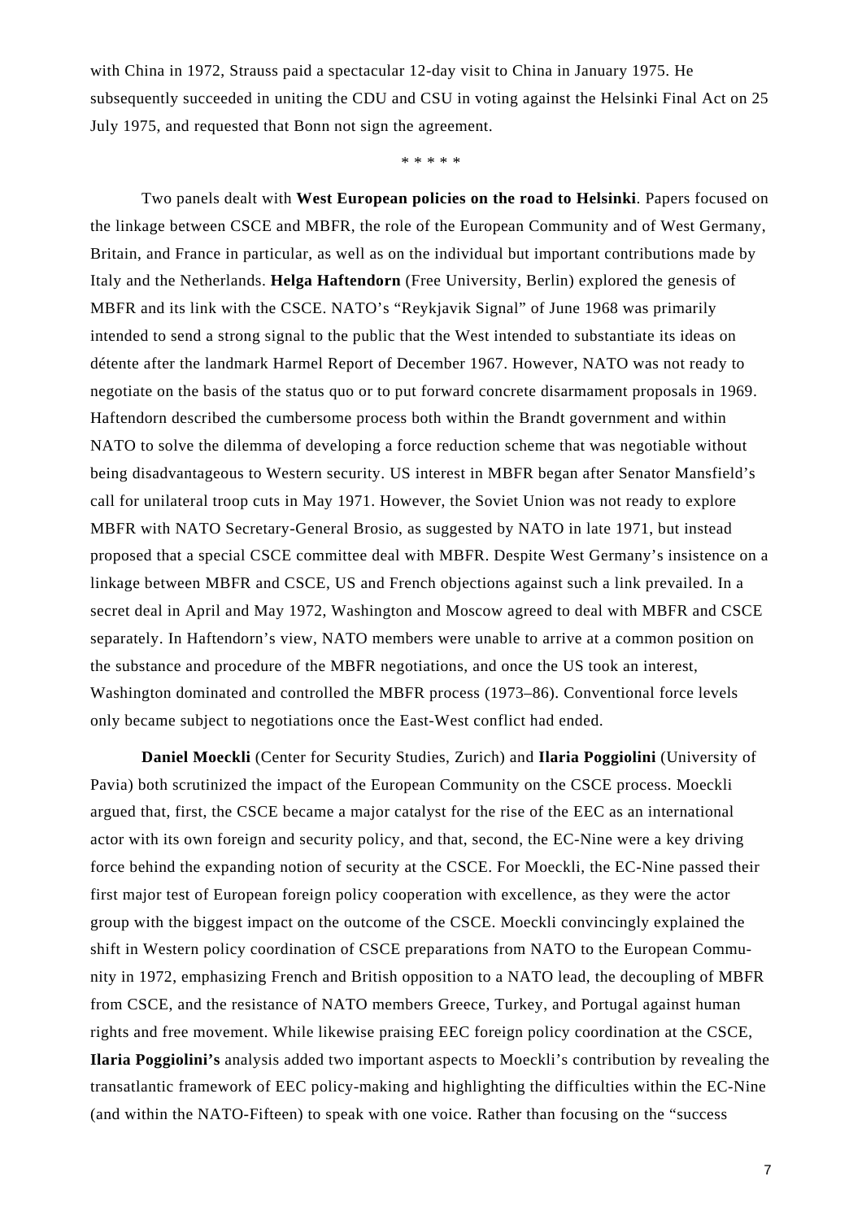with China in 1972, Strauss paid a spectacular 12-day visit to China in January 1975. He subsequently succeeded in uniting the CDU and CSU in voting against the Helsinki Final Act on 25 July 1975, and requested that Bonn not sign the agreement.

\* \* \* \* \*

Two panels dealt with **West European policies on the road to Helsinki**. Papers focused on the linkage between CSCE and MBFR, the role of the European Community and of West Germany, Britain, and France in particular, as well as on the individual but important contributions made by Italy and the Netherlands. **Helga Haftendorn** (Free University, Berlin) explored the genesis of MBFR and its link with the CSCE. NATO's "Reykjavik Signal" of June 1968 was primarily intended to send a strong signal to the public that the West intended to substantiate its ideas on détente after the landmark Harmel Report of December 1967. However, NATO was not ready to negotiate on the basis of the status quo or to put forward concrete disarmament proposals in 1969. Haftendorn described the cumbersome process both within the Brandt government and within NATO to solve the dilemma of developing a force reduction scheme that was negotiable without being disadvantageous to Western security. US interest in MBFR began after Senator Mansfield's call for unilateral troop cuts in May 1971. However, the Soviet Union was not ready to explore MBFR with NATO Secretary-General Brosio, as suggested by NATO in late 1971, but instead proposed that a special CSCE committee deal with MBFR. Despite West Germany's insistence on a linkage between MBFR and CSCE, US and French objections against such a link prevailed. In a secret deal in April and May 1972, Washington and Moscow agreed to deal with MBFR and CSCE separately. In Haftendorn's view, NATO members were unable to arrive at a common position on the substance and procedure of the MBFR negotiations, and once the US took an interest, Washington dominated and controlled the MBFR process (1973–86). Conventional force levels only became subject to negotiations once the East-West conflict had ended.

**Daniel Moeckli** (Center for Security Studies, Zurich) and **Ilaria Poggiolini** (University of Pavia) both scrutinized the impact of the European Community on the CSCE process. Moeckli argued that, first, the CSCE became a major catalyst for the rise of the EEC as an international actor with its own foreign and security policy, and that, second, the EC-Nine were a key driving force behind the expanding notion of security at the CSCE. For Moeckli, the EC-Nine passed their first major test of European foreign policy cooperation with excellence, as they were the actor group with the biggest impact on the outcome of the CSCE. Moeckli convincingly explained the shift in Western policy coordination of CSCE preparations from NATO to the European Community in 1972, emphasizing French and British opposition to a NATO lead, the decoupling of MBFR from CSCE, and the resistance of NATO members Greece, Turkey, and Portugal against human rights and free movement. While likewise praising EEC foreign policy coordination at the CSCE, **Ilaria Poggiolini's** analysis added two important aspects to Moeckli's contribution by revealing the transatlantic framework of EEC policy-making and highlighting the difficulties within the EC-Nine (and within the NATO-Fifteen) to speak with one voice. Rather than focusing on the "success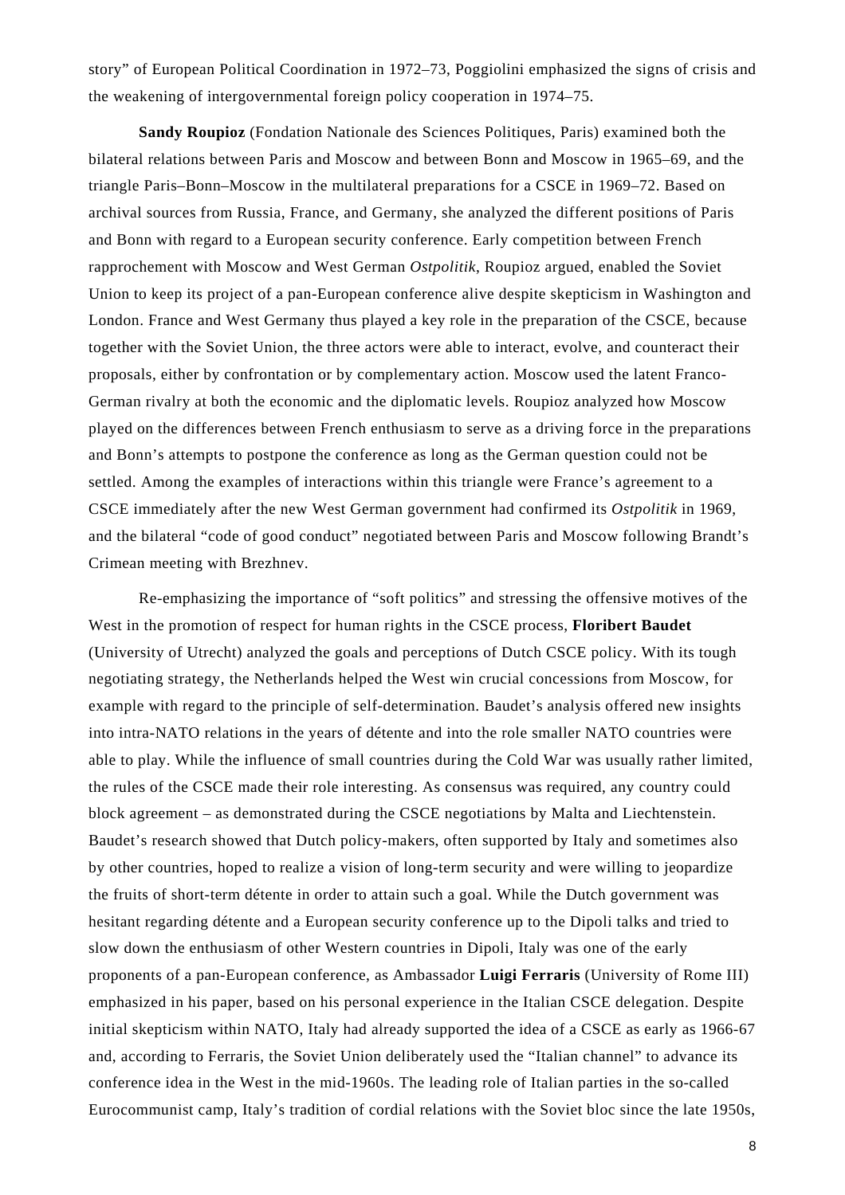story" of European Political Coordination in 1972–73, Poggiolini emphasized the signs of crisis and the weakening of intergovernmental foreign policy cooperation in 1974–75.

**Sandy Roupioz** (Fondation Nationale des Sciences Politiques, Paris) examined both the bilateral relations between Paris and Moscow and between Bonn and Moscow in 1965–69, and the triangle Paris–Bonn–Moscow in the multilateral preparations for a CSCE in 1969–72. Based on archival sources from Russia, France, and Germany, she analyzed the different positions of Paris and Bonn with regard to a European security conference. Early competition between French rapprochement with Moscow and West German *Ostpolitik*, Roupioz argued, enabled the Soviet Union to keep its project of a pan-European conference alive despite skepticism in Washington and London. France and West Germany thus played a key role in the preparation of the CSCE, because together with the Soviet Union, the three actors were able to interact, evolve, and counteract their proposals, either by confrontation or by complementary action. Moscow used the latent Franco-German rivalry at both the economic and the diplomatic levels. Roupioz analyzed how Moscow played on the differences between French enthusiasm to serve as a driving force in the preparations and Bonn's attempts to postpone the conference as long as the German question could not be settled. Among the examples of interactions within this triangle were France's agreement to a CSCE immediately after the new West German government had confirmed its *Ostpolitik* in 1969, and the bilateral "code of good conduct" negotiated between Paris and Moscow following Brandt's Crimean meeting with Brezhnev.

Re-emphasizing the importance of "soft politics" and stressing the offensive motives of the West in the promotion of respect for human rights in the CSCE process, **Floribert Baudet** (University of Utrecht) analyzed the goals and perceptions of Dutch CSCE policy. With its tough negotiating strategy, the Netherlands helped the West win crucial concessions from Moscow, for example with regard to the principle of self-determination. Baudet's analysis offered new insights into intra-NATO relations in the years of détente and into the role smaller NATO countries were able to play. While the influence of small countries during the Cold War was usually rather limited, the rules of the CSCE made their role interesting. As consensus was required, any country could block agreement – as demonstrated during the CSCE negotiations by Malta and Liechtenstein. Baudet's research showed that Dutch policy-makers, often supported by Italy and sometimes also by other countries, hoped to realize a vision of long-term security and were willing to jeopardize the fruits of short-term détente in order to attain such a goal. While the Dutch government was hesitant regarding détente and a European security conference up to the Dipoli talks and tried to slow down the enthusiasm of other Western countries in Dipoli, Italy was one of the early proponents of a pan-European conference, as Ambassador **Luigi Ferraris** (University of Rome III) emphasized in his paper, based on his personal experience in the Italian CSCE delegation. Despite initial skepticism within NATO, Italy had already supported the idea of a CSCE as early as 1966-67 and, according to Ferraris, the Soviet Union deliberately used the "Italian channel" to advance its conference idea in the West in the mid-1960s. The leading role of Italian parties in the so-called Eurocommunist camp, Italy's tradition of cordial relations with the Soviet bloc since the late 1950s,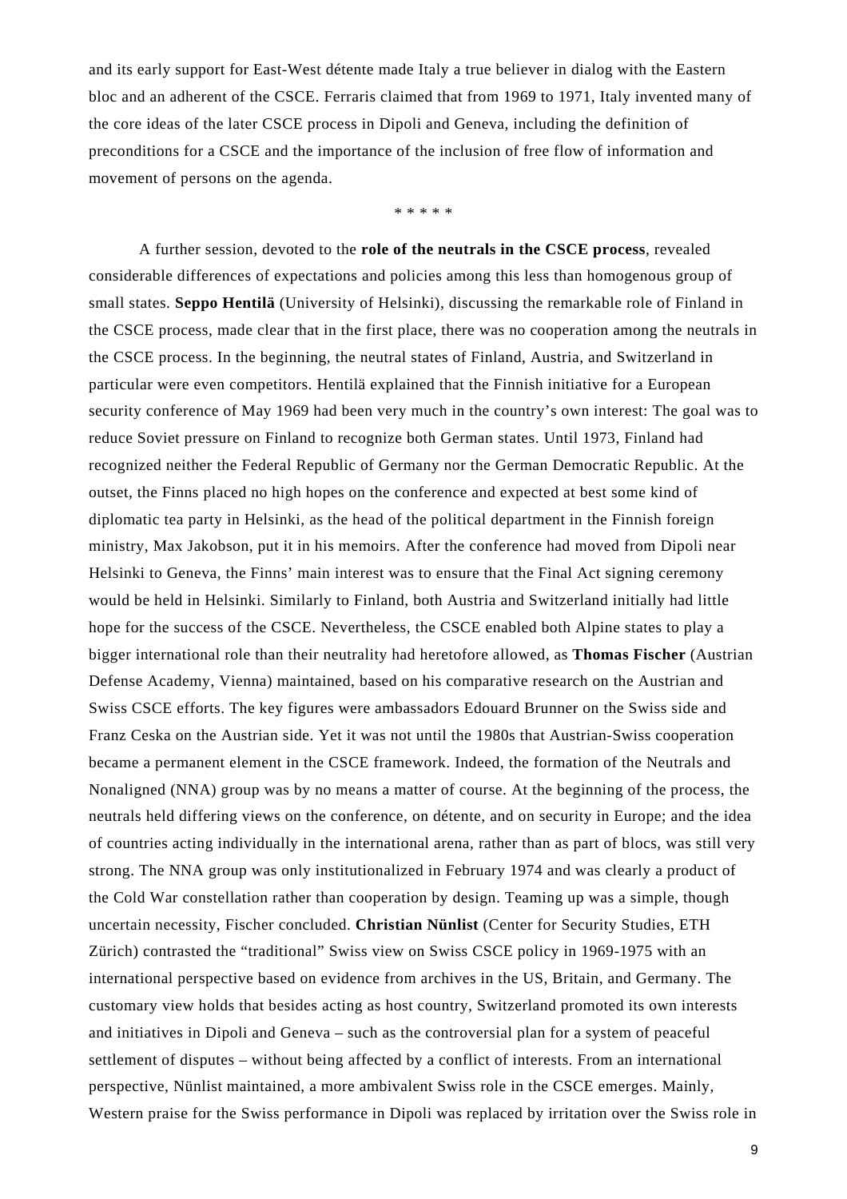and its early support for East-West détente made Italy a true believer in dialog with the Eastern bloc and an adherent of the CSCE. Ferraris claimed that from 1969 to 1971, Italy invented many of the core ideas of the later CSCE process in Dipoli and Geneva, including the definition of preconditions for a CSCE and the importance of the inclusion of free flow of information and movement of persons on the agenda.

\* \* \* \* \*

A further session, devoted to the **role of the neutrals in the CSCE process**, revealed considerable differences of expectations and policies among this less than homogenous group of small states. **Seppo Hentilä** (University of Helsinki), discussing the remarkable role of Finland in the CSCE process, made clear that in the first place, there was no cooperation among the neutrals in the CSCE process. In the beginning, the neutral states of Finland, Austria, and Switzerland in particular were even competitors. Hentilä explained that the Finnish initiative for a European security conference of May 1969 had been very much in the country's own interest: The goal was to reduce Soviet pressure on Finland to recognize both German states. Until 1973, Finland had recognized neither the Federal Republic of Germany nor the German Democratic Republic. At the outset, the Finns placed no high hopes on the conference and expected at best some kind of diplomatic tea party in Helsinki, as the head of the political department in the Finnish foreign ministry, Max Jakobson, put it in his memoirs. After the conference had moved from Dipoli near Helsinki to Geneva, the Finns' main interest was to ensure that the Final Act signing ceremony would be held in Helsinki. Similarly to Finland, both Austria and Switzerland initially had little hope for the success of the CSCE. Nevertheless, the CSCE enabled both Alpine states to play a bigger international role than their neutrality had heretofore allowed, as **Thomas Fischer** (Austrian Defense Academy, Vienna) maintained, based on his comparative research on the Austrian and Swiss CSCE efforts. The key figures were ambassadors Edouard Brunner on the Swiss side and Franz Ceska on the Austrian side. Yet it was not until the 1980s that Austrian-Swiss cooperation became a permanent element in the CSCE framework. Indeed, the formation of the Neutrals and Nonaligned (NNA) group was by no means a matter of course. At the beginning of the process, the neutrals held differing views on the conference, on détente, and on security in Europe; and the idea of countries acting individually in the international arena, rather than as part of blocs, was still very strong. The NNA group was only institutionalized in February 1974 and was clearly a product of the Cold War constellation rather than cooperation by design. Teaming up was a simple, though uncertain necessity, Fischer concluded. **Christian Nünlist** (Center for Security Studies, ETH Zürich) contrasted the "traditional" Swiss view on Swiss CSCE policy in 1969-1975 with an international perspective based on evidence from archives in the US, Britain, and Germany. The customary view holds that besides acting as host country, Switzerland promoted its own interests and initiatives in Dipoli and Geneva – such as the controversial plan for a system of peaceful settlement of disputes – without being affected by a conflict of interests. From an international perspective, Nünlist maintained, a more ambivalent Swiss role in the CSCE emerges. Mainly, Western praise for the Swiss performance in Dipoli was replaced by irritation over the Swiss role in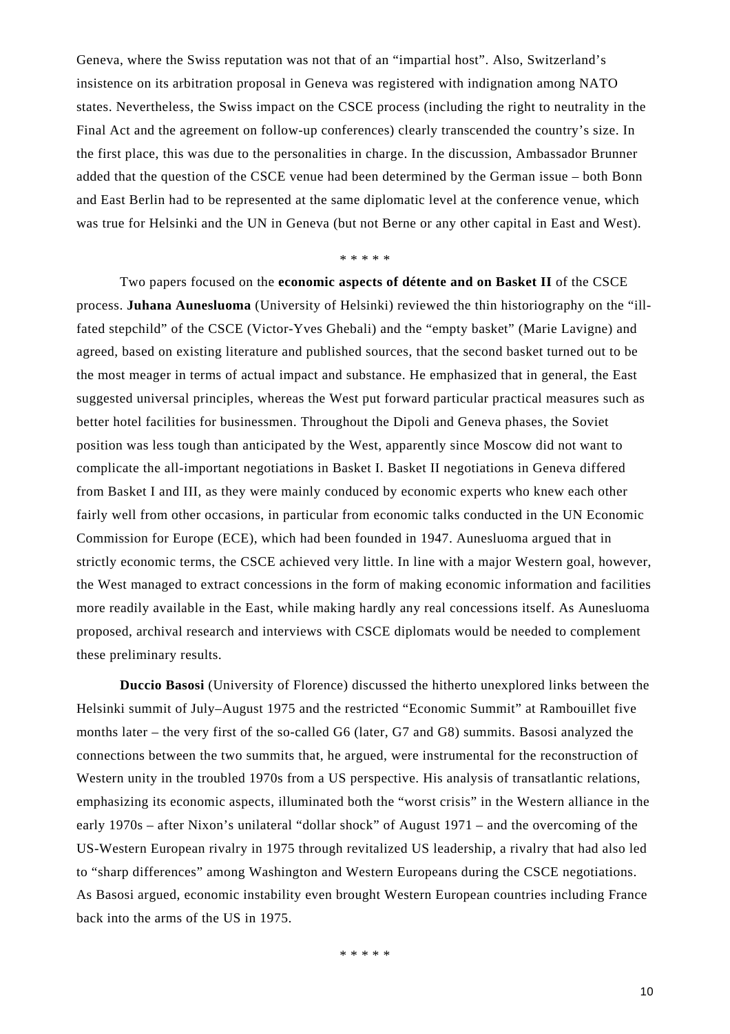Geneva, where the Swiss reputation was not that of an "impartial host". Also, Switzerland's insistence on its arbitration proposal in Geneva was registered with indignation among NATO states. Nevertheless, the Swiss impact on the CSCE process (including the right to neutrality in the Final Act and the agreement on follow-up conferences) clearly transcended the country's size. In the first place, this was due to the personalities in charge. In the discussion, Ambassador Brunner added that the question of the CSCE venue had been determined by the German issue – both Bonn and East Berlin had to be represented at the same diplomatic level at the conference venue, which was true for Helsinki and the UN in Geneva (but not Berne or any other capital in East and West).

\* \* \* \* \*

Two papers focused on the **economic aspects of détente and on Basket II** of the CSCE process. **Juhana Aunesluoma** (University of Helsinki) reviewed the thin historiography on the "ill-fated stepchild" of the CSCE (Victor-Yves Ghebali) and the "empty basket" (Marie Lavigne) and agreed, based on existing literature and published sources, that the second basket turned out to be the most meager in terms of actual impact and substance. He emphasized that in general, the East suggested universal principles, whereas the West put forward particular practical measures such as better hotel facilities for businessmen. Throughout the Dipoli and Geneva phases, the Soviet position was less tough than anticipated by the West, apparently since Moscow did not want to complicate the all-important negotiations in Basket I. Basket II negotiations in Geneva differed from Basket I and III, as they were mainly conduced by economic experts who knew each other fairly well from other occasions, in particular from economic talks conducted in the UN Economic Commission for Europe (ECE), which had been founded in 1947. Aunesluoma argued that in strictly economic terms, the CSCE achieved very little. In line with a major Western goal, however, the West managed to extract concessions in the form of making economic information and facilities more readily available in the East, while making hardly any real concessions itself. As Aunesluoma proposed, archival research and interviews with CSCE diplomats would be needed to complement these preliminary results.

**Duccio Basosi** (University of Florence) discussed the hitherto unexplored links between the Helsinki summit of July–August 1975 and the restricted "Economic Summit" at Rambouillet five months later – the very first of the so-called G6 (later, G7 and G8) summits. Basosi analyzed the connections between the two summits that, he argued, were instrumental for the reconstruction of Western unity in the troubled 1970s from a US perspective. His analysis of transatlantic relations, emphasizing its economic aspects, illuminated both the "worst crisis" in the Western alliance in the early 1970s – after Nixon's unilateral "dollar shock" of August 1971 – and the overcoming of the US-Western European rivalry in 1975 through revitalized US leadership, a rivalry that had also led to "sharp differences" among Washington and Western Europeans during the CSCE negotiations. As Basosi argued, economic instability even brought Western European countries including France back into the arms of the US in 1975.

\* \* \* \* \*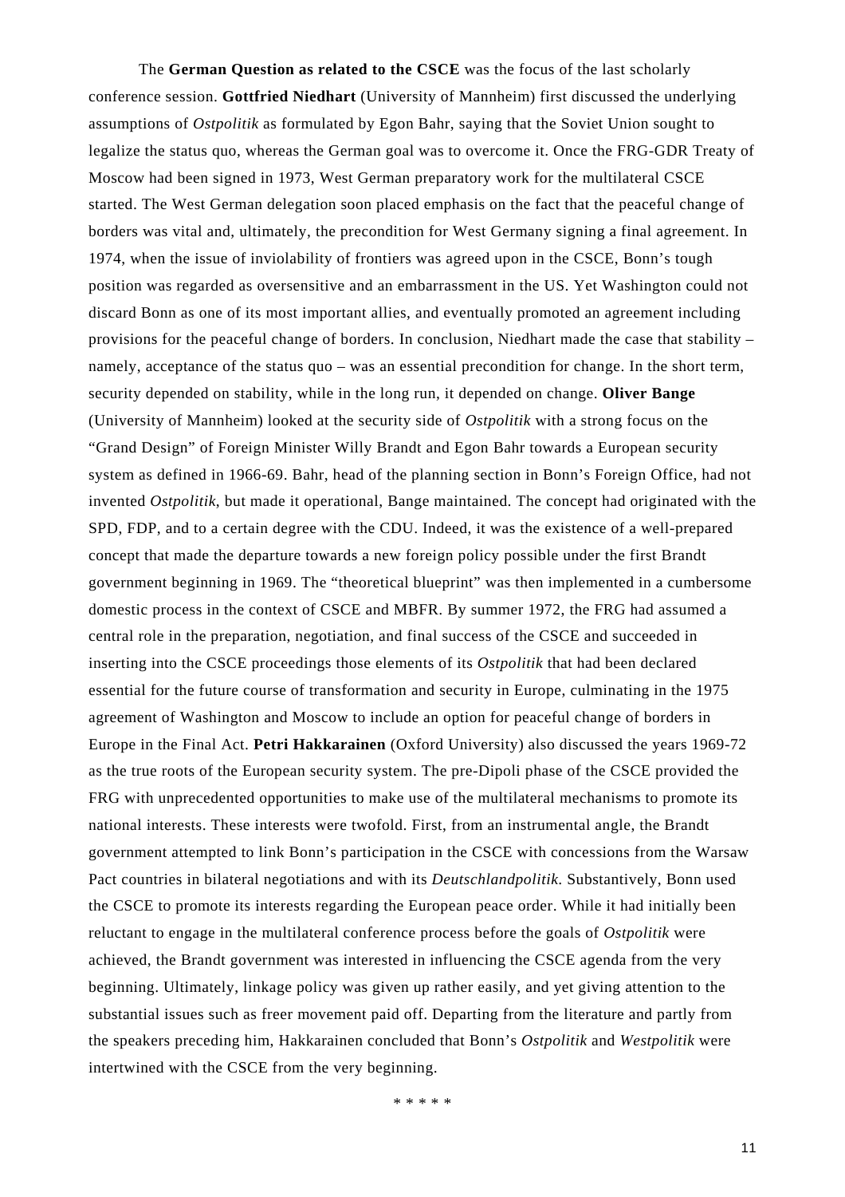The **German Question as related to the CSCE** was the focus of the last scholarly conference session. **Gottfried Niedhart** (University of Mannheim) first discussed the underlying assumptions of *Ostpolitik* as formulated by Egon Bahr, saying that the Soviet Union sought to legalize the status quo, whereas the German goal was to overcome it. Once the FRG-GDR Treaty of Moscow had been signed in 1973, West German preparatory work for the multilateral CSCE started. The West German delegation soon placed emphasis on the fact that the peaceful change of borders was vital and, ultimately, the precondition for West Germany signing a final agreement. In 1974, when the issue of inviolability of frontiers was agreed upon in the CSCE, Bonn's tough position was regarded as oversensitive and an embarrassment in the US. Yet Washington could not discard Bonn as one of its most important allies, and eventually promoted an agreement including provisions for the peaceful change of borders. In conclusion, Niedhart made the case that stability – namely, acceptance of the status quo – was an essential precondition for change. In the short term, security depended on stability, while in the long run, it depended on change. **Oliver Bange** (University of Mannheim) looked at the security side of *Ostpolitik* with a strong focus on the "Grand Design" of Foreign Minister Willy Brandt and Egon Bahr towards a European security system as defined in 1966-69. Bahr, head of the planning section in Bonn's Foreign Office, had not invented *Ostpolitik*, but made it operational, Bange maintained. The concept had originated with the SPD, FDP, and to a certain degree with the CDU. Indeed, it was the existence of a well-prepared concept that made the departure towards a new foreign policy possible under the first Brandt government beginning in 1969. The "theoretical blueprint" was then implemented in a cumbersome domestic process in the context of CSCE and MBFR. By summer 1972, the FRG had assumed a central role in the preparation, negotiation, and final success of the CSCE and succeeded in inserting into the CSCE proceedings those elements of its *Ostpolitik* that had been declared essential for the future course of transformation and security in Europe, culminating in the 1975 agreement of Washington and Moscow to include an option for peaceful change of borders in Europe in the Final Act. **Petri Hakkarainen** (Oxford University) also discussed the years 1969-72 as the true roots of the European security system. The pre-Dipoli phase of the CSCE provided the FRG with unprecedented opportunities to make use of the multilateral mechanisms to promote its national interests. These interests were twofold. First, from an instrumental angle, the Brandt government attempted to link Bonn's participation in the CSCE with concessions from the Warsaw Pact countries in bilateral negotiations and with its *Deutschlandpolitik.* Substantively, Bonn used the CSCE to promote its interests regarding the European peace order. While it had initially been reluctant to engage in the multilateral conference process before the goals of *Ostpolitik* were achieved, the Brandt government was interested in influencing the CSCE agenda from the very beginning. Ultimately, linkage policy was given up rather easily, and yet giving attention to the substantial issues such as freer movement paid off. Departing from the literature and partly from the speakers preceding him, Hakkarainen concluded that Bonn's *Ostpolitik* and *Westpolitik* were intertwined with the CSCE from the very beginning.

\* \* \* \* \*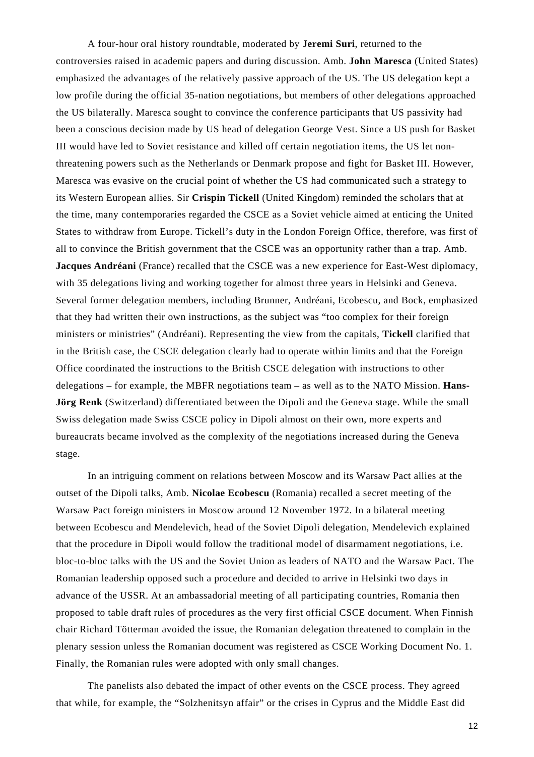A four-hour oral history roundtable, moderated by **Jeremi Suri**, returned to the controversies raised in academic papers and during discussion. Amb. **John Maresca** (United States) emphasized the advantages of the relatively passive approach of the US. The US delegation kept a low profile during the official 35-nation negotiations, but members of other delegations approached the US bilaterally. Maresca sought to convince the conference participants that US passivity had been a conscious decision made by US head of delegation George Vest. Since a US push for Basket III would have led to Soviet resistance and killed off certain negotiation items, the US let non-threatening powers such as the Netherlands or Denmark propose and fight for Basket III. However, Maresca was evasive on the crucial point of whether the US had communicated such a strategy to its Western European allies. Sir **Crispin Tickell** (United Kingdom) reminded the scholars that at the time, many contemporaries regarded the CSCE as a Soviet vehicle aimed at enticing the United States to withdraw from Europe. Tickell's duty in the London Foreign Office, therefore, was first of all to convince the British government that the CSCE was an opportunity rather than a trap. Amb. **Jacques Andréani** (France) recalled that the CSCE was a new experience for East-West diplomacy, with 35 delegations living and working together for almost three years in Helsinki and Geneva. Several former delegation members, including Brunner, Andréani, Ecobescu, and Bock, emphasized that they had written their own instructions, as the subject was "too complex for their foreign ministers or ministries" (Andréani). Representing the view from the capitals, **Tickell** clarified that in the British case, the CSCE delegation clearly had to operate within limits and that the Foreign Office coordinated the instructions to the British CSCE delegation with instructions to other delegations – for example, the MBFR negotiations team – as well as to the NATO Mission. **Hans-Jörg Renk** (Switzerland) differentiated between the Dipoli and the Geneva stage. While the small Swiss delegation made Swiss CSCE policy in Dipoli almost on their own, more experts and bureaucrats became involved as the complexity of the negotiations increased during the Geneva stage.

In an intriguing comment on relations between Moscow and its Warsaw Pact allies at the outset of the Dipoli talks, Amb. **Nicolae Ecobescu** (Romania) recalled a secret meeting of the Warsaw Pact foreign ministers in Moscow around 12 November 1972. In a bilateral meeting between Ecobescu and Mendelevich, head of the Soviet Dipoli delegation, Mendelevich explained that the procedure in Dipoli would follow the traditional model of disarmament negotiations, i.e. bloc-to-bloc talks with the US and the Soviet Union as leaders of NATO and the Warsaw Pact. The Romanian leadership opposed such a procedure and decided to arrive in Helsinki two days in advance of the USSR. At an ambassadorial meeting of all participating countries, Romania then proposed to table draft rules of procedures as the very first official CSCE document. When Finnish chair Richard Tötterman avoided the issue, the Romanian delegation threatened to complain in the plenary session unless the Romanian document was registered as CSCE Working Document No. 1. Finally, the Romanian rules were adopted with only small changes.

The panelists also debated the impact of other events on the CSCE process. They agreed that while, for example, the "Solzhenitsyn affair" or the crises in Cyprus and the Middle East did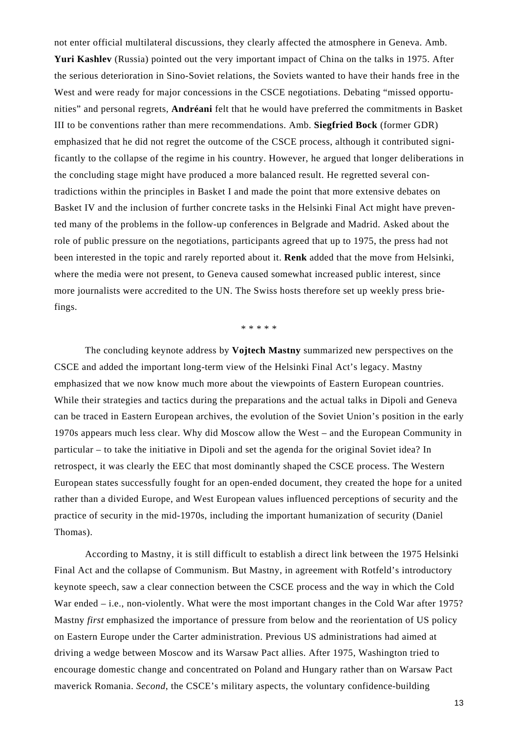not enter official multilateral discussions, they clearly affected the atmosphere in Geneva. Amb. **Yuri Kashlev** (Russia) pointed out the very important impact of China on the talks in 1975. After the serious deterioration in Sino-Soviet relations, the Soviets wanted to have their hands free in the West and were ready for major concessions in the CSCE negotiations. Debating "missed opportunities" and personal regrets, **Andréani** felt that he would have preferred the commitments in Basket III to be conventions rather than mere recommendations. Amb. **Siegfried Bock** (former GDR) emphasized that he did not regret the outcome of the CSCE process, although it contributed significantly to the collapse of the regime in his country. However, he argued that longer deliberations in the concluding stage might have produced a more balanced result. He regretted several contradictions within the principles in Basket I and made the point that more extensive debates on Basket IV and the inclusion of further concrete tasks in the Helsinki Final Act might have prevented many of the problems in the follow-up conferences in Belgrade and Madrid. Asked about the role of public pressure on the negotiations, participants agreed that up to 1975, the press had not been interested in the topic and rarely reported about it. **Renk** added that the move from Helsinki, where the media were not present, to Geneva caused somewhat increased public interest, since more journalists were accredited to the UN. The Swiss hosts therefore set up weekly press briefings.

\* \* \* \* \*

The concluding keynote address by **Vojtech Mastny** summarized new perspectives on the CSCE and added the important long-term view of the Helsinki Final Act's legacy. Mastny emphasized that we now know much more about the viewpoints of Eastern European countries. While their strategies and tactics during the preparations and the actual talks in Dipoli and Geneva can be traced in Eastern European archives, the evolution of the Soviet Union's position in the early 1970s appears much less clear. Why did Moscow allow the West – and the European Community in particular – to take the initiative in Dipoli and set the agenda for the original Soviet idea? In retrospect, it was clearly the EEC that most dominantly shaped the CSCE process. The Western European states successfully fought for an open-ended document, they created the hope for a united rather than a divided Europe, and West European values influenced perceptions of security and the practice of security in the mid-1970s, including the important humanization of security (Daniel Thomas).

According to Mastny, it is still difficult to establish a direct link between the 1975 Helsinki Final Act and the collapse of Communism. But Mastny, in agreement with Rotfeld's introductory keynote speech, saw a clear connection between the CSCE process and the way in which the Cold War ended – i.e., non-violently. What were the most important changes in the Cold War after 1975? Mastny *first* emphasized the importance of pressure from below and the reorientation of US policy on Eastern Europe under the Carter administration. Previous US administrations had aimed at driving a wedge between Moscow and its Warsaw Pact allies. After 1975, Washington tried to encourage domestic change and concentrated on Poland and Hungary rather than on Warsaw Pact maverick Romania. *Second*, the CSCE's military aspects, the voluntary confidence-building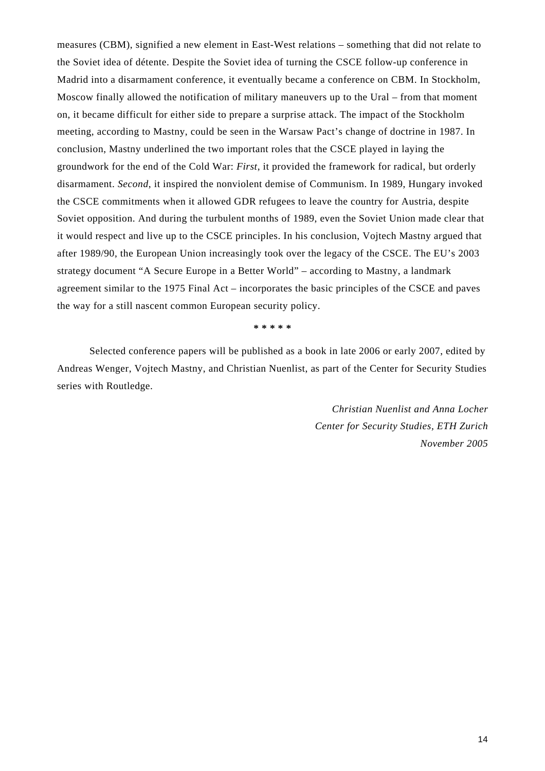measures (CBM), signified a new element in East-West relations – something that did not relate to the Soviet idea of détente. Despite the Soviet idea of turning the CSCE follow-up conference in Madrid into a disarmament conference, it eventually became a conference on CBM. In Stockholm, Moscow finally allowed the notification of military maneuvers up to the Ural – from that moment on, it became difficult for either side to prepare a surprise attack. The impact of the Stockholm meeting, according to Mastny, could be seen in the Warsaw Pact's change of doctrine in 1987. In conclusion, Mastny underlined the two important roles that the CSCE played in laying the groundwork for the end of the Cold War: *First*, it provided the framework for radical, but orderly disarmament. *Second*, it inspired the nonviolent demise of Communism. In 1989, Hungary invoked the CSCE commitments when it allowed GDR refugees to leave the country for Austria, despite Soviet opposition. And during the turbulent months of 1989, even the Soviet Union made clear that it would respect and live up to the CSCE principles. In his conclusion, Vojtech Mastny argued that after 1989/90, the European Union increasingly took over the legacy of the CSCE. The EU's 2003 strategy document "A Secure Europe in a Better World" – according to Mastny, a landmark agreement similar to the 1975 Final Act – incorporates the basic principles of the CSCE and paves the way for a still nascent common European security policy.

\* \* \* \* \*

Selected conference papers will be published as a book in late 2006 or early 2007, edited by Andreas Wenger, Vojtech Mastny, and Christian Nuenlist, as part of the Center for Security Studies series with Routledge.

*Christian Nuenlist and Anna Locher*
*Center for Security Studies, ETH Zurich*
*November 2005*